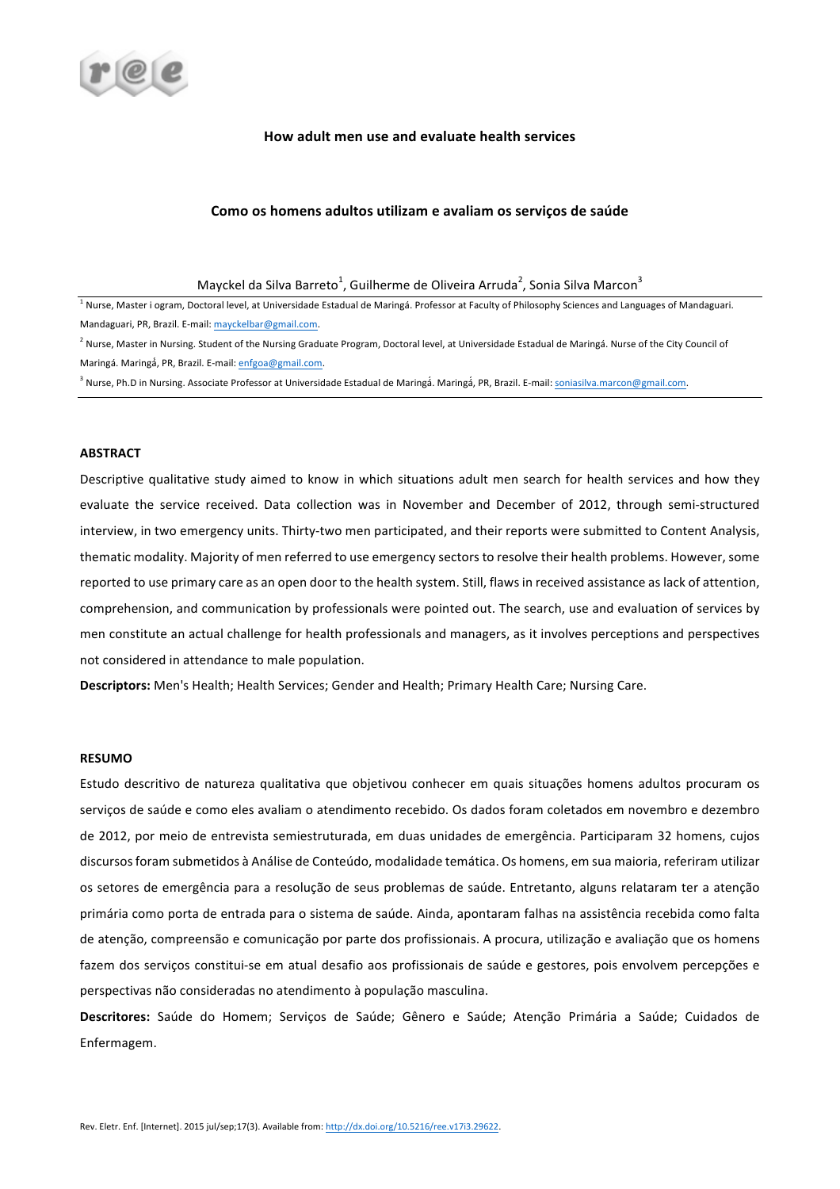# How adult men use and evaluate health services

## Como os homens adultos utilizam e avaliam os serviços de saúde

Mayckel da Silva Barreto[1], Guilherme de Oliveira Arruda[2], Sonia Silva Marcon[3]

[1] Nurse, Master i ogram, Doctoral level, at Universidade Estadual de Maringá. Professor at Faculty of Philosophy Sciences and Languages of Mandaguari. Mandaguari, PR, Brazil. E-mail: mayckelbar@gmail.com.

[2] Nurse, Master in Nursing. Student of the Nursing Graduate Program, Doctoral level, at Universidade Estadual de Maringá. Nurse of the City Council of Maringá. Maringá, PR, Brazil. E-mail: enfgoa@gmail.com.

[3] Nurse, Ph.D in Nursing. Associate Professor at Universidade Estadual de Maringá. Maringá, PR, Brazil. E-mail: soniasilva.marcon@gmail.com.

### ABSTRACT

Descriptive qualitative study aimed to know in which situations adult men search for health services and how they evaluate the service received. Data collection was in November and December of 2012, through semi-structured interview, in two emergency units. Thirty-two men participated, and their reports were submitted to Content Analysis, thematic modality. Majority of men referred to use emergency sectors to resolve their health problems. However, some reported to use primary care as an open door to the health system. Still, flaws in received assistance as lack of attention, comprehension, and communication by professionals were pointed out. The search, use and evaluation of services by men constitute an actual challenge for health professionals and managers, as it involves perceptions and perspectives not considered in attendance to male population.

**Descriptors:** Men's Health; Health Services; Gender and Health; Primary Health Care; Nursing Care.

### RESUMO

Estudo descritivo de natureza qualitativa que objetivou conhecer em quais situações homens adultos procuram os serviços de saúde e como eles avaliam o atendimento recebido. Os dados foram coletados em novembro e dezembro de 2012, por meio de entrevista semiestruturada, em duas unidades de emergência. Participaram 32 homens, cujos discursos foram submetidos à Análise de Conteúdo, modalidade temática. Os homens, em sua maioria, referiram utilizar os setores de emergência para a resolução de seus problemas de saúde. Entretanto, alguns relataram ter a atenção primária como porta de entrada para o sistema de saúde. Ainda, apontaram falhas na assistência recebida como falta de atenção, compreensão e comunicação por parte dos profissionais. A procura, utilização e avaliação que os homens fazem dos serviços constitui-se em atual desafio aos profissionais de saúde e gestores, pois envolvem percepções e perspectivas não consideradas no atendimento à população masculina.

**Descritores:** Saúde do Homem; Serviços de Saúde; Gênero e Saúde; Atenção Primária a Saúde; Cuidados de Enfermagem.

Rev. Eletr. Enf. [Internet]. 2015 jul/sep;17(3). Available from: http://dx.doi.org/10.5216/ree.v17i3.29622.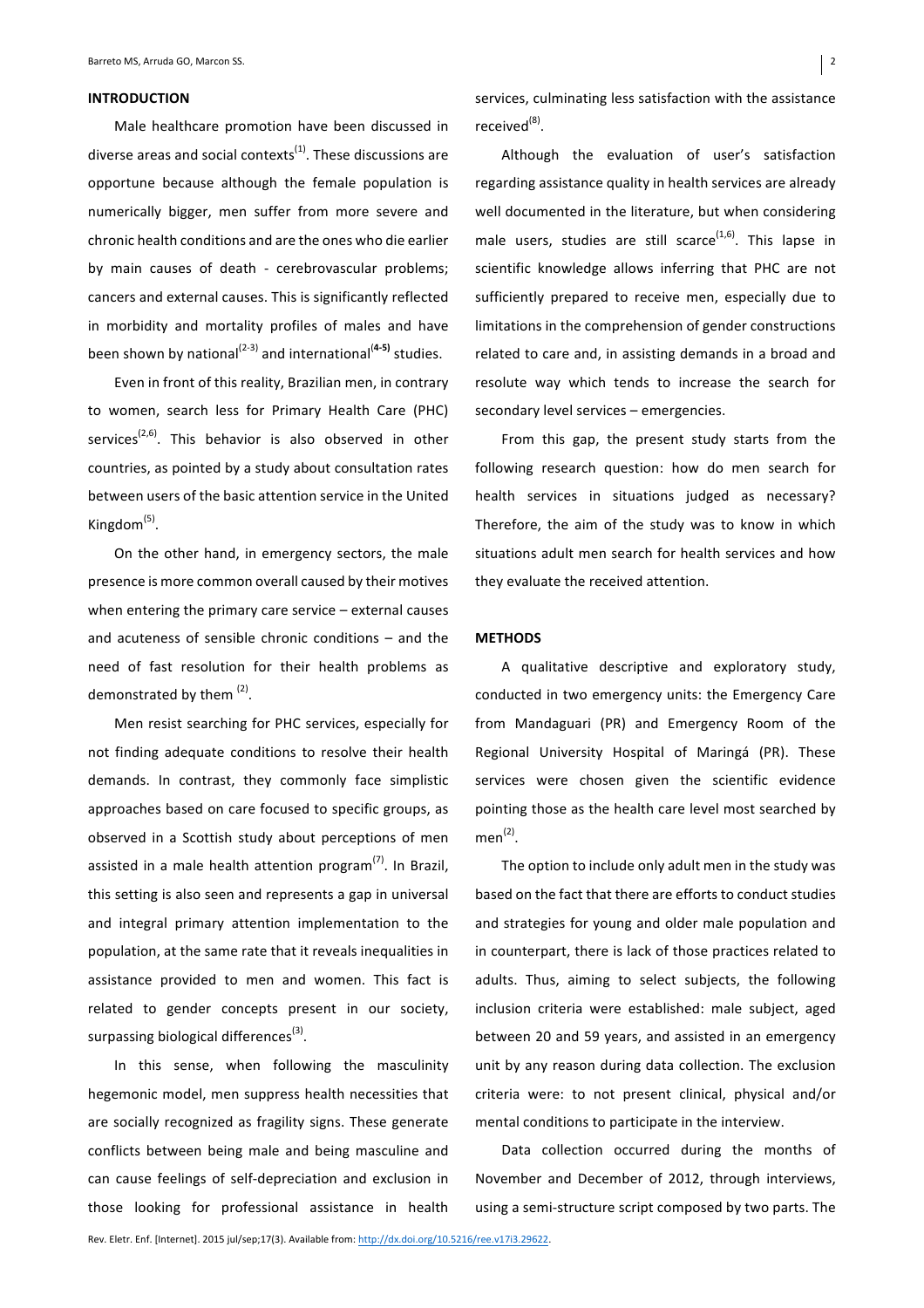## INTRODUCTION

Male healthcare promotion have been discussed in diverse areas and social contexts[1]. These discussions are opportune because although the female population is numerically bigger, men suffer from more severe and chronic health conditions and are the ones who die earlier by main causes of death - cerebrovascular problems; cancers and external causes. This is significantly reflected in morbidity and mortality profiles of males and have been shown by national[2-3] and international[4-5] studies.

Even in front of this reality, Brazilian men, in contrary to women, search less for Primary Health Care (PHC) services[2,6]. This behavior is also observed in other countries, as pointed by a study about consultation rates between users of the basic attention service in the United Kingdom[5].

On the other hand, in emergency sectors, the male presence is more common overall caused by their motives when entering the primary care service – external causes and acuteness of sensible chronic conditions – and the need of fast resolution for their health problems as demonstrated by them [2].

Men resist searching for PHC services, especially for not finding adequate conditions to resolve their health demands. In contrast, they commonly face simplistic approaches based on care focused to specific groups, as observed in a Scottish study about perceptions of men assisted in a male health attention program[7]. In Brazil, this setting is also seen and represents a gap in universal and integral primary attention implementation to the population, at the same rate that it reveals inequalities in assistance provided to men and women. This fact is related to gender concepts present in our society, surpassing biological differences[3].

In this sense, when following the masculinity hegemonic model, men suppress health necessities that are socially recognized as fragility signs. These generate conflicts between being male and being masculine and can cause feelings of self-depreciation and exclusion in those looking for professional assistance in health services, culminating less satisfaction with the assistance received[8].

Although the evaluation of user's satisfaction regarding assistance quality in health services are already well documented in the literature, but when considering male users, studies are still scarce[1,6]. This lapse in scientific knowledge allows inferring that PHC are not sufficiently prepared to receive men, especially due to limitations in the comprehension of gender constructions related to care and, in assisting demands in a broad and resolute way which tends to increase the search for secondary level services – emergencies.

From this gap, the present study starts from the following research question: how do men search for health services in situations judged as necessary? Therefore, the aim of the study was to know in which situations adult men search for health services and how they evaluate the received attention.

## METHODS

A qualitative descriptive and exploratory study, conducted in two emergency units: the Emergency Care from Mandaguari (PR) and Emergency Room of the Regional University Hospital of Maringá (PR). These services were chosen given the scientific evidence pointing those as the health care level most searched by men[2].

The option to include only adult men in the study was based on the fact that there are efforts to conduct studies and strategies for young and older male population and in counterpart, there is lack of those practices related to adults. Thus, aiming to select subjects, the following inclusion criteria were established: male subject, aged between 20 and 59 years, and assisted in an emergency unit by any reason during data collection. The exclusion criteria were: to not present clinical, physical and/or mental conditions to participate in the interview.

Data collection occurred during the months of November and December of 2012, through interviews, using a semi-structure script composed by two parts. The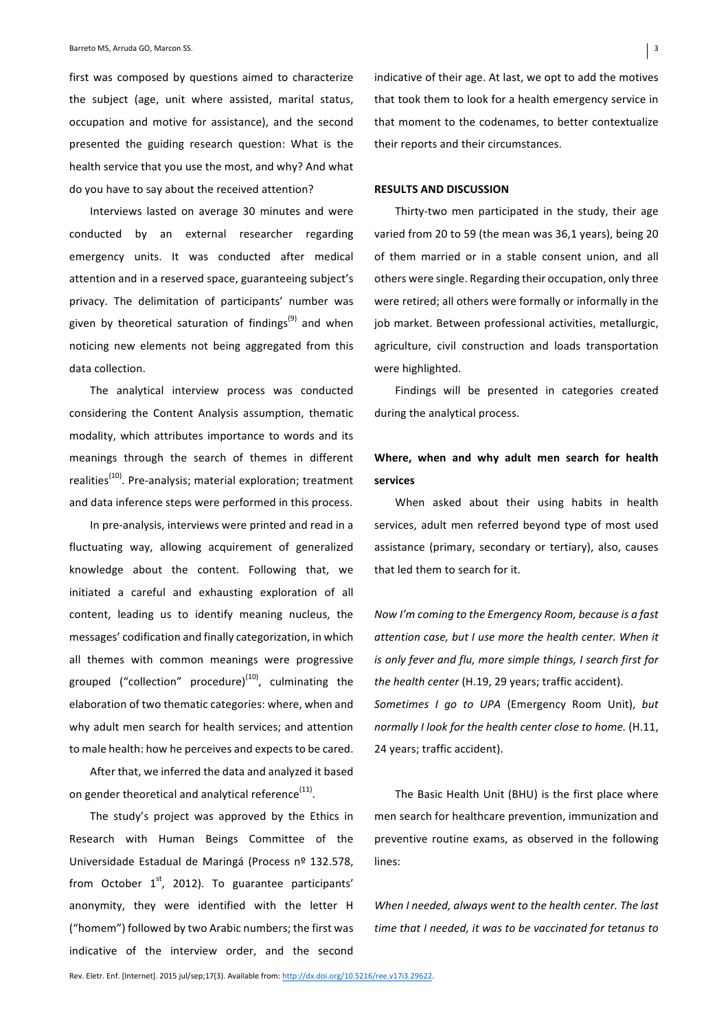first was composed by questions aimed to characterize the subject (age, unit where assisted, marital status, occupation and motive for assistance), and the second presented the guiding research question: What is the health service that you use the most, and why? And what do you have to say about the received attention?

Interviews lasted on average 30 minutes and were conducted by an external researcher regarding emergency units. It was conducted after medical attention and in a reserved space, guaranteeing subject's privacy. The delimitation of participants' number was given by theoretical saturation of findings[9] and when noticing new elements not being aggregated from this data collection.

The analytical interview process was conducted considering the Content Analysis assumption, thematic modality, which attributes importance to words and its meanings through the search of themes in different realities[10]. Pre-analysis; material exploration; treatment and data inference steps were performed in this process.

In pre-analysis, interviews were printed and read in a fluctuating way, allowing acquirement of generalized knowledge about the content. Following that, we initiated a careful and exhausting exploration of all content, leading us to identify meaning nucleus, the messages' codification and finally categorization, in which all themes with common meanings were progressive grouped ("collection" procedure)[10], culminating the elaboration of two thematic categories: where, when and why adult men search for health services; and attention to male health: how he perceives and expects to be cared.

After that, we inferred the data and analyzed it based on gender theoretical and analytical reference[11].

The study's project was approved by the Ethics in Research with Human Beings Committee of the Universidade Estadual de Maringá (Process nº 132.578, from October 1st, 2012). To guarantee participants' anonymity, they were identified with the letter H ("homem") followed by two Arabic numbers; the first was indicative of the interview order, and the second indicative of their age. At last, we opt to add the motives that took them to look for a health emergency service in that moment to the codenames, to better contextualize their reports and their circumstances.

## RESULTS AND DISCUSSION

Thirty-two men participated in the study, their age varied from 20 to 59 (the mean was 36,1 years), being 20 of them married or in a stable consent union, and all others were single. Regarding their occupation, only three were retired; all others were formally or informally in the job market. Between professional activities, metallurgic, agriculture, civil construction and loads transportation were highlighted.

Findings will be presented in categories created during the analytical process.

### Where, when and why adult men search for health services

When asked about their using habits in health services, adult men referred beyond type of most used assistance (primary, secondary or tertiary), also, causes that led them to search for it.

*Now I'm coming to the Emergency Room, because is a fast attention case, but I use more the health center. When it is only fever and flu, more simple things, I search first for the health center* (H.19, 29 years; traffic accident).

*Sometimes I go to UPA* (Emergency Room Unit), *but normally I look for the health center close to home.* (H.11, 24 years; traffic accident).

The Basic Health Unit (BHU) is the first place where men search for healthcare prevention, immunization and preventive routine exams, as observed in the following lines:

*When I needed, always went to the health center. The last time that I needed, it was to be vaccinated for tetanus to*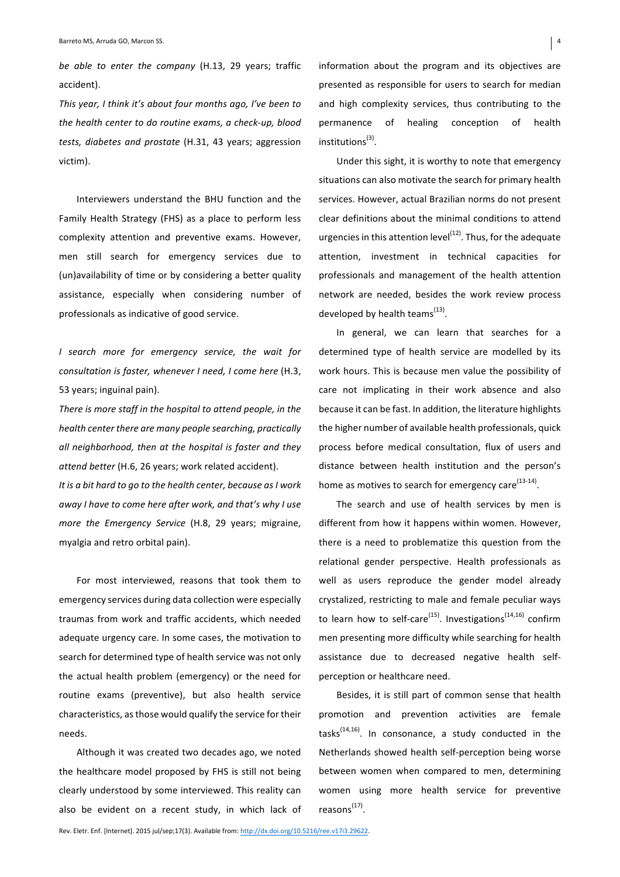*be able to enter the company* (H.13, 29 years; traffic accident).

*This year, I think it's about four months ago, I've been to the health center to do routine exams, a check-up, blood tests, diabetes and prostate* (H.31, 43 years; aggression victim).

Interviewers understand the BHU function and the Family Health Strategy (FHS) as a place to perform less complexity attention and preventive exams. However, men still search for emergency services due to (un)availability of time or by considering a better quality assistance, especially when considering number of professionals as indicative of good service.

*I search more for emergency service, the wait for consultation is faster, whenever I need, I come here* (H.3, 53 years; inguinal pain).

*There is more staff in the hospital to attend people, in the health center there are many people searching, practically all neighborhood, then at the hospital is faster and they attend better* (H.6, 26 years; work related accident).

*It is a bit hard to go to the health center, because as I work away I have to come here after work, and that's why I use more the Emergency Service* (H.8, 29 years; migraine, myalgia and retro orbital pain).

For most interviewed, reasons that took them to emergency services during data collection were especially traumas from work and traffic accidents, which needed adequate urgency care. In some cases, the motivation to search for determined type of health service was not only the actual health problem (emergency) or the need for routine exams (preventive), but also health service characteristics, as those would qualify the service for their needs.

Although it was created two decades ago, we noted the healthcare model proposed by FHS is still not being clearly understood by some interviewed. This reality can also be evident on a recent study, in which lack of information about the program and its objectives are presented as responsible for users to search for median and high complexity services, thus contributing to the permanence of healing conception of health institutions[3].

Under this sight, it is worthy to note that emergency situations can also motivate the search for primary health services. However, actual Brazilian norms do not present clear definitions about the minimal conditions to attend urgencies in this attention level[12]. Thus, for the adequate attention, investment in technical capacities for professionals and management of the health attention network are needed, besides the work review process developed by health teams[13].

In general, we can learn that searches for a determined type of health service are modelled by its work hours. This is because men value the possibility of care not implicating in their work absence and also because it can be fast. In addition, the literature highlights the higher number of available health professionals, quick process before medical consultation, flux of users and distance between health institution and the person's home as motives to search for emergency care[13-14].

The search and use of health services by men is different from how it happens within women. However, there is a need to problematize this question from the relational gender perspective. Health professionals as well as users reproduce the gender model already crystalized, restricting to male and female peculiar ways to learn how to self-care[15]. Investigations[14,16] confirm men presenting more difficulty while searching for health assistance due to decreased negative health self-perception or healthcare need.

Besides, it is still part of common sense that health promotion and prevention activities are female tasks[14,16]. In consonance, a study conducted in the Netherlands showed health self-perception being worse between women when compared to men, determining women using more health service for preventive reasons[17].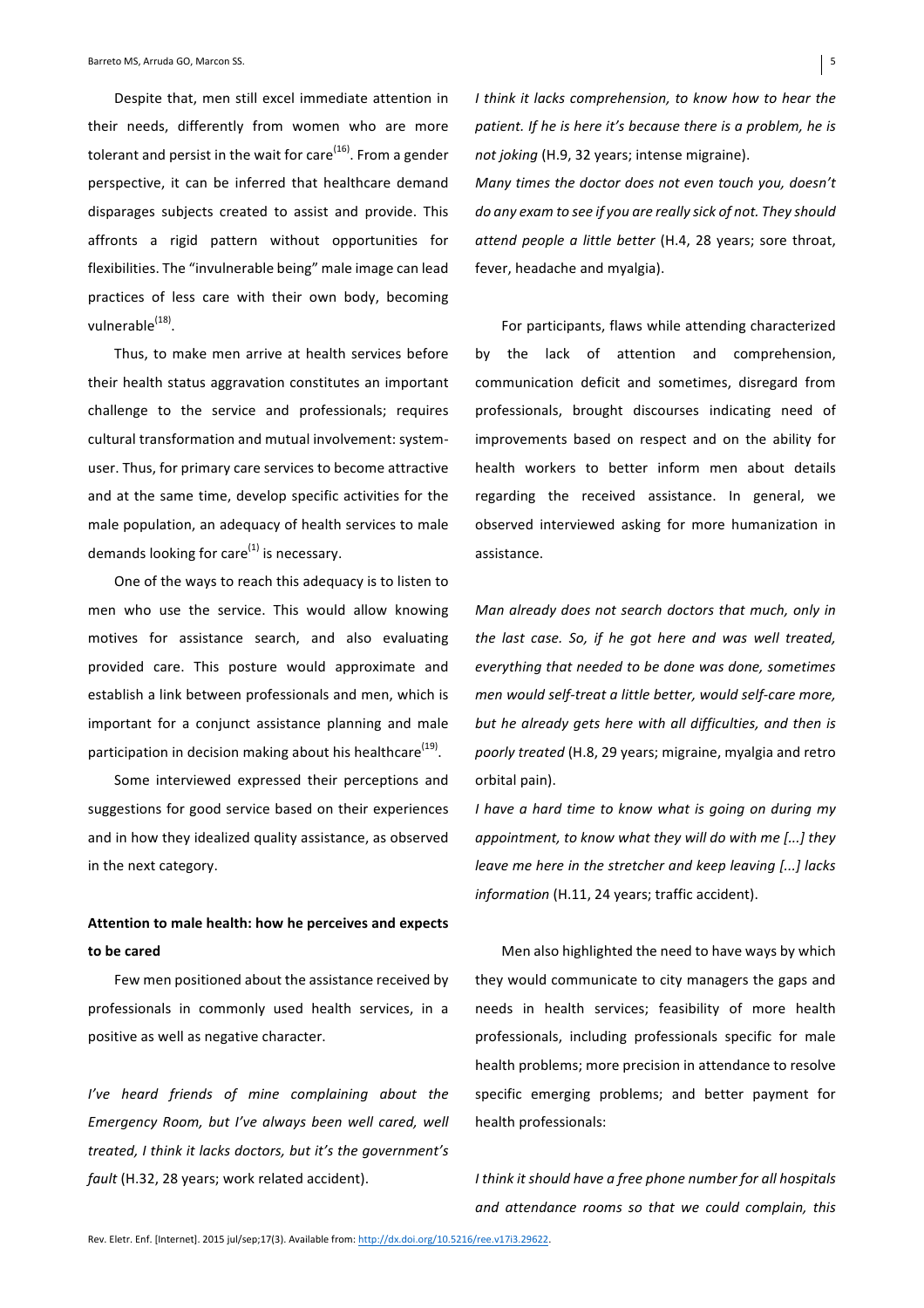Despite that, men still excel immediate attention in their needs, differently from women who are more tolerant and persist in the wait for care[16]. From a gender perspective, it can be inferred that healthcare demand disparages subjects created to assist and provide. This affronts a rigid pattern without opportunities for flexibilities. The "invulnerable being" male image can lead practices of less care with their own body, becoming vulnerable[18].

Thus, to make men arrive at health services before their health status aggravation constitutes an important challenge to the service and professionals; requires cultural transformation and mutual involvement: system-user. Thus, for primary care services to become attractive and at the same time, develop specific activities for the male population, an adequacy of health services to male demands looking for care[1] is necessary.

One of the ways to reach this adequacy is to listen to men who use the service. This would allow knowing motives for assistance search, and also evaluating provided care. This posture would approximate and establish a link between professionals and men, which is important for a conjunct assistance planning and male participation in decision making about his healthcare[19].

Some interviewed expressed their perceptions and suggestions for good service based on their experiences and in how they idealized quality assistance, as observed in the next category.

### Attention to male health: how he perceives and expects to be cared

Few men positioned about the assistance received by professionals in commonly used health services, in a positive as well as negative character.

*I've heard friends of mine complaining about the Emergency Room, but I've always been well cared, well treated, I think it lacks doctors, but it's the government's fault* (H.32, 28 years; work related accident).

*I think it lacks comprehension, to know how to hear the patient. If he is here it's because there is a problem, he is not joking* (H.9, 32 years; intense migraine).

*Many times the doctor does not even touch you, doesn't do any exam to see if you are really sick of not. They should attend people a little better* (H.4, 28 years; sore throat, fever, headache and myalgia).

For participants, flaws while attending characterized by the lack of attention and comprehension, communication deficit and sometimes, disregard from professionals, brought discourses indicating need of improvements based on respect and on the ability for health workers to better inform men about details regarding the received assistance. In general, we observed interviewed asking for more humanization in assistance.

*Man already does not search doctors that much, only in the last case. So, if he got here and was well treated, everything that needed to be done was done, sometimes men would self-treat a little better, would self-care more, but he already gets here with all difficulties, and then is poorly treated* (H.8, 29 years; migraine, myalgia and retro orbital pain).

*I have a hard time to know what is going on during my appointment, to know what they will do with me [...] they leave me here in the stretcher and keep leaving [...] lacks information* (H.11, 24 years; traffic accident).

Men also highlighted the need to have ways by which they would communicate to city managers the gaps and needs in health services; feasibility of more health professionals, including professionals specific for male health problems; more precision in attendance to resolve specific emerging problems; and better payment for health professionals:

*I think it should have a free phone number for all hospitals and attendance rooms so that we could complain, this*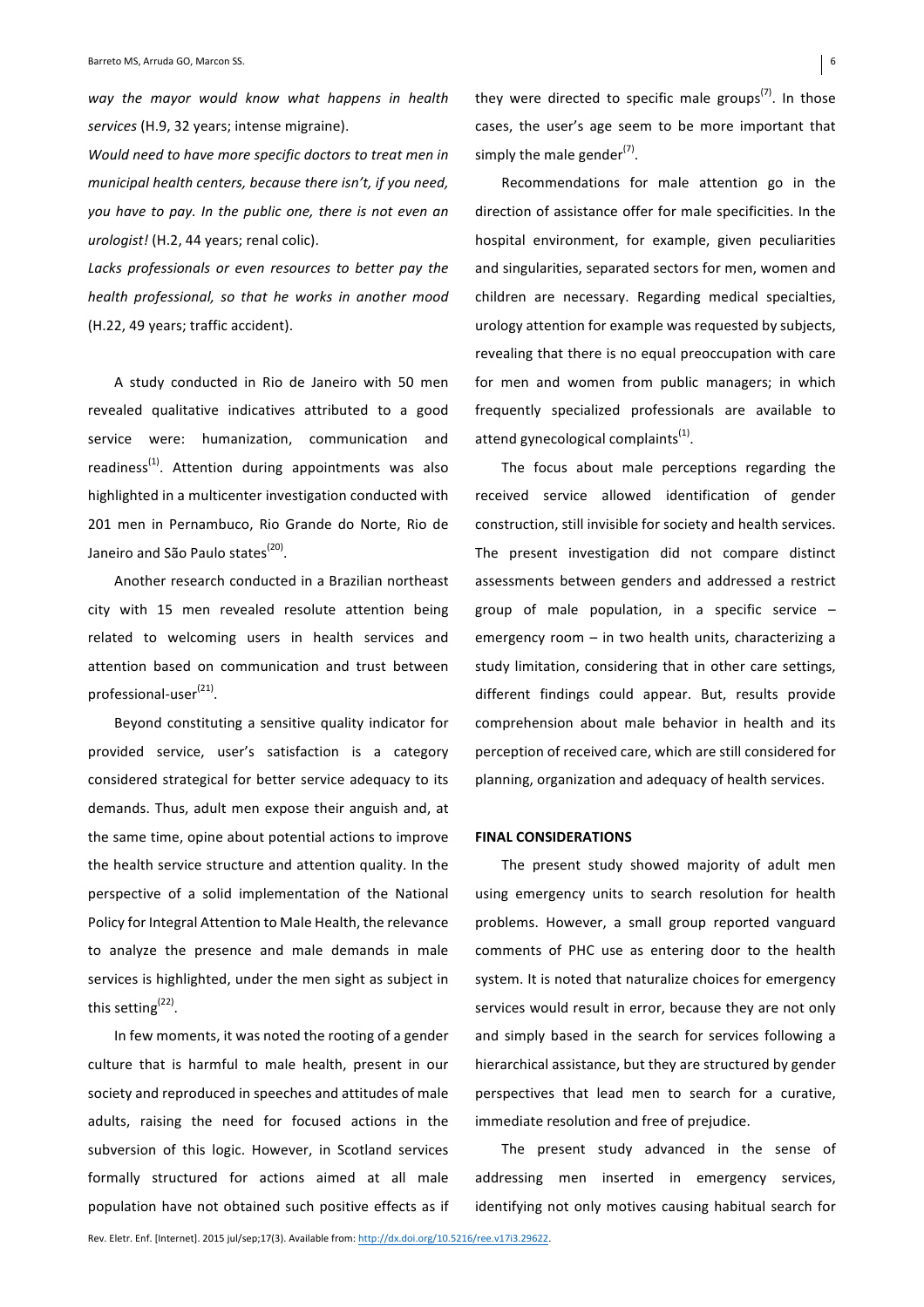*way the mayor would know what happens in health services* (H.9, 32 years; intense migraine).

*Would need to have more specific doctors to treat men in municipal health centers, because there isn't, if you need, you have to pay. In the public one, there is not even an urologist!* (H.2, 44 years; renal colic).

*Lacks professionals or even resources to better pay the health professional, so that he works in another mood* (H.22, 49 years; traffic accident).

A study conducted in Rio de Janeiro with 50 men revealed qualitative indicatives attributed to a good service were: humanization, communication and readiness[1]. Attention during appointments was also highlighted in a multicenter investigation conducted with 201 men in Pernambuco, Rio Grande do Norte, Rio de Janeiro and São Paulo states[20].

Another research conducted in a Brazilian northeast city with 15 men revealed resolute attention being related to welcoming users in health services and attention based on communication and trust between professional-user[21].

Beyond constituting a sensitive quality indicator for provided service, user's satisfaction is a category considered strategical for better service adequacy to its demands. Thus, adult men expose their anguish and, at the same time, opine about potential actions to improve the health service structure and attention quality. In the perspective of a solid implementation of the National Policy for Integral Attention to Male Health, the relevance to analyze the presence and male demands in male services is highlighted, under the men sight as subject in this setting[22].

In few moments, it was noted the rooting of a gender culture that is harmful to male health, present in our society and reproduced in speeches and attitudes of male adults, raising the need for focused actions in the subversion of this logic. However, in Scotland services formally structured for actions aimed at all male population have not obtained such positive effects as if they were directed to specific male groups[7]. In those cases, the user's age seem to be more important that simply the male gender[7].

Recommendations for male attention go in the direction of assistance offer for male specificities. In the hospital environment, for example, given peculiarities and singularities, separated sectors for men, women and children are necessary. Regarding medical specialties, urology attention for example was requested by subjects, revealing that there is no equal preoccupation with care for men and women from public managers; in which frequently specialized professionals are available to attend gynecological complaints[1].

The focus about male perceptions regarding the received service allowed identification of gender construction, still invisible for society and health services. The present investigation did not compare distinct assessments between genders and addressed a restrict group of male population, in a specific service – emergency room – in two health units, characterizing a study limitation, considering that in other care settings, different findings could appear. But, results provide comprehension about male behavior in health and its perception of received care, which are still considered for planning, organization and adequacy of health services.

## FINAL CONSIDERATIONS

The present study showed majority of adult men using emergency units to search resolution for health problems. However, a small group reported vanguard comments of PHC use as entering door to the health system. It is noted that naturalize choices for emergency services would result in error, because they are not only and simply based in the search for services following a hierarchical assistance, but they are structured by gender perspectives that lead men to search for a curative, immediate resolution and free of prejudice.

The present study advanced in the sense of addressing men inserted in emergency services, identifying not only motives causing habitual search for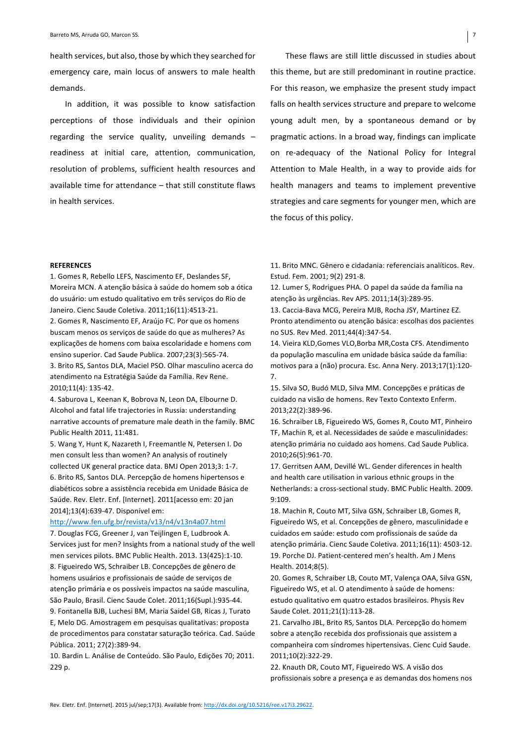health services, but also, those by which they searched for emergency care, main locus of answers to male health demands.

In addition, it was possible to know satisfaction perceptions of those individuals and their opinion regarding the service quality, unveiling demands – readiness at initial care, attention, communication, resolution of problems, sufficient health resources and available time for attendance – that still constitute flaws in health services.

These flaws are still little discussed in studies about this theme, but are still predominant in routine practice. For this reason, we emphasize the present study impact falls on health services structure and prepare to welcome young adult men, by a spontaneous demand or by pragmatic actions. In a broad way, findings can implicate on re-adequacy of the National Policy for Integral Attention to Male Health, in a way to provide aids for health managers and teams to implement preventive strategies and care segments for younger men, which are the focus of this policy.

**REFERENCES**

1. Gomes R, Rebello LEFS, Nascimento EF, Deslandes SF, Moreira MCN. A atenção básica à saúde do homem sob a ótica do usuário: um estudo qualitativo em três serviços do Rio de Janeiro. Cienc Saude Coletiva. 2011;16(11):4513-21.
2. Gomes R, Nascimento EF, Araújo FC. Por que os homens buscam menos os serviços de saúde do que as mulheres? As explicações de homens com baixa escolaridade e homens com ensino superior. Cad Saude Publica. 2007;23(3):565-74.
3. Brito RS, Santos DLA, Maciel PSO. Olhar masculino acerca do atendimento na Estratégia Saúde da Família. Rev Rene. 2010;11(4): 135-42.
4. Saburova L, Keenan K, Bobrova N, Leon DA, Elbourne D. Alcohol and fatal life trajectories in Russia: understanding narrative accounts of premature male death in the family. BMC Public Health 2011, 11:481.
5. Wang Y, Hunt K, Nazareth I, Freemantle N, Petersen I. Do men consult less than women? An analysis of routinely collected UK general practice data. BMJ Open 2013;3: 1-7.
6. Brito RS, Santos DLA. Percepção de homens hipertensos e diabéticos sobre a assistência recebida em Unidade Básica de Saúde. Rev. Eletr. Enf. [Internet]. 2011[acesso em: 20 jan 2014];13(4):639-47. Disponível em: http://www.fen.ufg.br/revista/v13/n4/v13n4a07.html
7. Douglas FCG, Greener J, van Teijlingen E, Ludbrook A. Services just for men? Insights from a national study of the well men services pilots. BMC Public Health. 2013. 13(425):1-10.
8. Figueiredo WS, Schraiber LB. Concepções de gênero de homens usuários e profissionais de saúde de serviços de atenção primária e os possíveis impactos na saúde masculina, São Paulo, Brasil. Cienc Saude Colet. 2011;16(Supl.):935-44.
9. Fontanella BJB, Luchesi BM, Maria Saidel GB, Ricas J, Turato E, Melo DG. Amostragem em pesquisas qualitativas: proposta de procedimentos para constatar saturação teórica. Cad. Saúde Pública. 2011; 27(2):389-94.
10. Bardin L. Análise de Conteúdo. São Paulo, Edições 70; 2011. 229 p.
11. Brito MNC. Gênero e cidadania: referenciais analíticos. Rev. Estud. Fem. 2001; 9(2) 291-8.
12. Lumer S, Rodrigues PHA. O papel da saúde da família na atenção às urgências. Rev APS. 2011;14(3):289-95.
13. Caccia-Bava MCG, Pereira MJB, Rocha JSY, Martinez EZ. Pronto atendimento ou atenção básica: escolhas dos pacientes no SUS. Rev Med. 2011;44(4):347-54.
14. Vieira KLD,Gomes VLO,Borba MR,Costa CFS. Atendimento da população masculina em unidade básica saúde da família: motivos para a (não) procura. Esc. Anna Nery. 2013;17(1):120-7.
15. Silva SO, Budó MLD, Silva MM. Concepções e práticas de cuidado na visão de homens. Rev Texto Contexto Enferm. 2013;22(2):389-96.
16. Schraiber LB, Figueiredo WS, Gomes R, Couto MT, Pinheiro TF, Machin R, et al. Necessidades de saúde e masculinidades: atenção primária no cuidado aos homens. Cad Saude Publica. 2010;26(5):961-70.
17. Gerritsen AAM, Devillé WL. Gender diferences in health and health care utilisation in various ethnic groups in the Netherlands: a cross-sectional study. BMC Public Health. 2009. 9:109.
18. Machin R, Couto MT, Silva GSN, Schraiber LB, Gomes R, Figueiredo WS, et al. Concepções de gênero, masculinidade e cuidados em saúde: estudo com profissionais de saúde da atenção primária. Cienc Saude Coletiva. 2011;16(11): 4503-12.
19. Porche DJ. Patient-centered men's health. Am J Mens Health. 2014;8(5).
20. Gomes R, Schraiber LB, Couto MT, Valença OAA, Silva GSN, Figueiredo WS, et al. O atendimento à saúde de homens: estudo qualitativo em quatro estados brasileiros. Physis Rev Saude Colet. 2011;21(1):113-28.
21. Carvalho JBL, Brito RS, Santos DLA. Percepção do homem sobre a atenção recebida dos profissionais que assistem a companheira com síndromes hipertensivas. Cienc Cuid Saude. 2011;10(2):322-29.
22. Knauth DR, Couto MT, Figueiredo WS. A visão dos profissionais sobre a presença e as demandas dos homens nos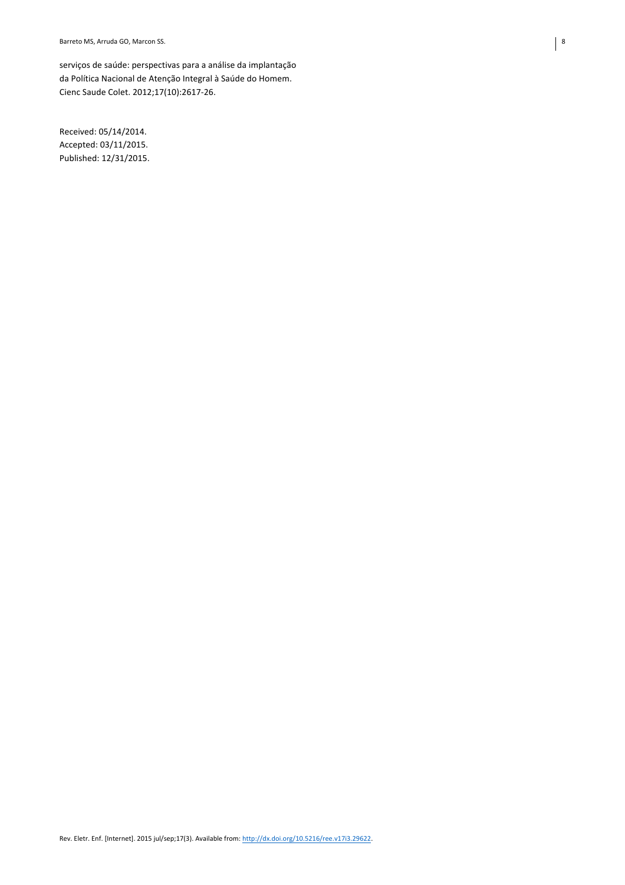serviços de saúde: perspectivas para a análise da implantação da Política Nacional de Atenção Integral à Saúde do Homem. Cienc Saude Colet. 2012;17(10):2617-26.

Received: 05/14/2014.
Accepted: 03/11/2015.
Published: 12/31/2015.